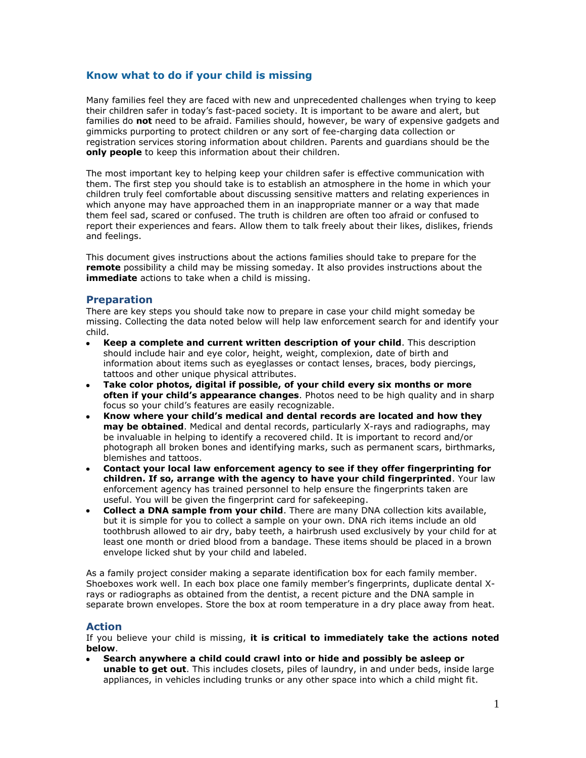## Know what to do if your child is missing

Many families feel they are faced with new and unprecedented challenges when trying to keep their children safer in today's fast-paced society. It is important to be aware and alert, but families do **not** need to be afraid. Families should, however, be wary of expensive gadgets and gimmicks purporting to protect children or any sort of fee-charging data collection or registration services storing information about children. Parents and guardians should be the **only people** to keep this information about their children.

The most important key to helping keep your children safer is effective communication with them. The first step you should take is to establish an atmosphere in the home in which your children truly feel comfortable about discussing sensitive matters and relating experiences in which anyone may have approached them in an inappropriate manner or a way that made them feel sad, scared or confused. The truth is children are often too afraid or confused to report their experiences and fears. Allow them to talk freely about their likes, dislikes, friends and feelings.

This document gives instructions about the actions families should take to prepare for the **remote** possibility a child may be missing someday. It also provides instructions about the **immediate** actions to take when a child is missing.

### Preparation

There are key steps you should take now to prepare in case your child might someday be missing. Collecting the data noted below will help law enforcement search for and identify your child.

- **Keep a complete and current written description of your child**. This description should include hair and eye color, height, weight, complexion, date of birth and information about items such as eyeglasses or contact lenses, braces, body piercings, tattoos and other unique physical attributes.
- **Take color photos, digital if possible, of your child every six months or more often if your child's appearance changes**. Photos need to be high quality and in sharp focus so your child's features are easily recognizable.
- **Know where your child's medical and dental records are located and how they may be obtained**. Medical and dental records, particularly X-rays and radiographs, may be invaluable in helping to identify a recovered child. It is important to record and/or photograph all broken bones and identifying marks, such as permanent scars, birthmarks, blemishes and tattoos.
- **Contact your local law enforcement agency to see if they offer fingerprinting for children. If so, arrange with the agency to have your child fingerprinted**. Your law enforcement agency has trained personnel to help ensure the fingerprints taken are useful. You will be given the fingerprint card for safekeeping.
- **Collect a DNA sample from your child**. There are many DNA collection kits available, but it is simple for you to collect a sample on your own. DNA rich items include an old toothbrush allowed to air dry, baby teeth, a hairbrush used exclusively by your child for at least one month or dried blood from a bandage. These items should be placed in a brown envelope licked shut by your child and labeled.

As a family project consider making a separate identification box for each family member. Shoeboxes work well. In each box place one family member's fingerprints, duplicate dental X-rays or radiographs as obtained from the dentist, a recent picture and the DNA sample in separate brown envelopes. Store the box at room temperature in a dry place away from heat.

### Action

If you believe your child is missing, **it is critical to immediately take the actions noted below**.

- **Search anywhere a child could crawl into or hide and possibly be asleep or unable to get out**. This includes closets, piles of laundry, in and under beds, inside large appliances, in vehicles including trunks or any other space into which a child might fit.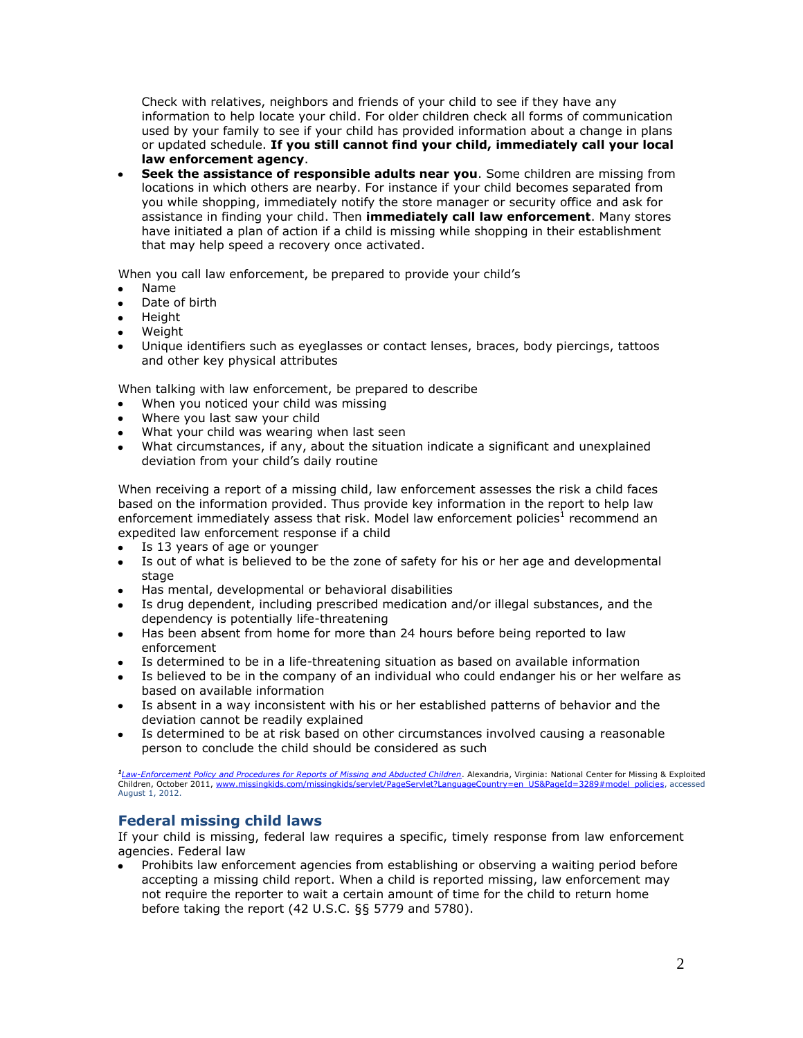Check with relatives, neighbors and friends of your child to see if they have any information to help locate your child. For older children check all forms of communication used by your family to see if your child has provided information about a change in plans or updated schedule. **If you still cannot find your child, immediately call your local law enforcement agency**.

- **Seek the assistance of responsible adults near you**. Some children are missing from locations in which others are nearby. For instance if your child becomes separated from you while shopping, immediately notify the store manager or security office and ask for assistance in finding your child. Then **immediately call law enforcement**. Many stores have initiated a plan of action if a child is missing while shopping in their establishment that may help speed a recovery once activated.

When you call law enforcement, be prepared to provide your child's

- Name
- Date of birth
- Height
- Weight
- Unique identifiers such as eyeglasses or contact lenses, braces, body piercings, tattoos and other key physical attributes

When talking with law enforcement, be prepared to describe

- When you noticed your child was missing
- Where you last saw your child
- What your child was wearing when last seen
- What circumstances, if any, about the situation indicate a significant and unexplained deviation from your child's daily routine

When receiving a report of a missing child, law enforcement assesses the risk a child faces based on the information provided. Thus provide key information in the report to help law enforcement immediately assess that risk. Model law enforcement policies[1] recommend an expedited law enforcement response if a child

- Is 13 years of age or younger
- Is out of what is believed to be the zone of safety for his or her age and developmental stage
- Has mental, developmental or behavioral disabilities
- Is drug dependent, including prescribed medication and/or illegal substances, and the dependency is potentially life-threatening
- Has been absent from home for more than 24 hours before being reported to law enforcement
- Is determined to be in a life-threatening situation as based on available information
- Is believed to be in the company of an individual who could endanger his or her welfare as based on available information
- Is absent in a way inconsistent with his or her established patterns of behavior and the deviation cannot be readily explained
- Is determined to be at risk based on other circumstances involved causing a reasonable person to conclude the child should be considered as such

[1] *Law-Enforcement Policy and Procedures for Reports of Missing and Abducted Children*. Alexandria, Virginia: National Center for Missing & Exploited Children, October 2011, www.missingkids.com/missingkids/servlet/PageServlet?LanguageCountry=en_US&PageId=3289#model_policies, accessed August 1, 2012.

## Federal missing child laws

If your child is missing, federal law requires a specific, timely response from law enforcement agencies. Federal law

- Prohibits law enforcement agencies from establishing or observing a waiting period before accepting a missing child report. When a child is reported missing, law enforcement may not require the reporter to wait a certain amount of time for the child to return home before taking the report (42 U.S.C. §§ 5779 and 5780).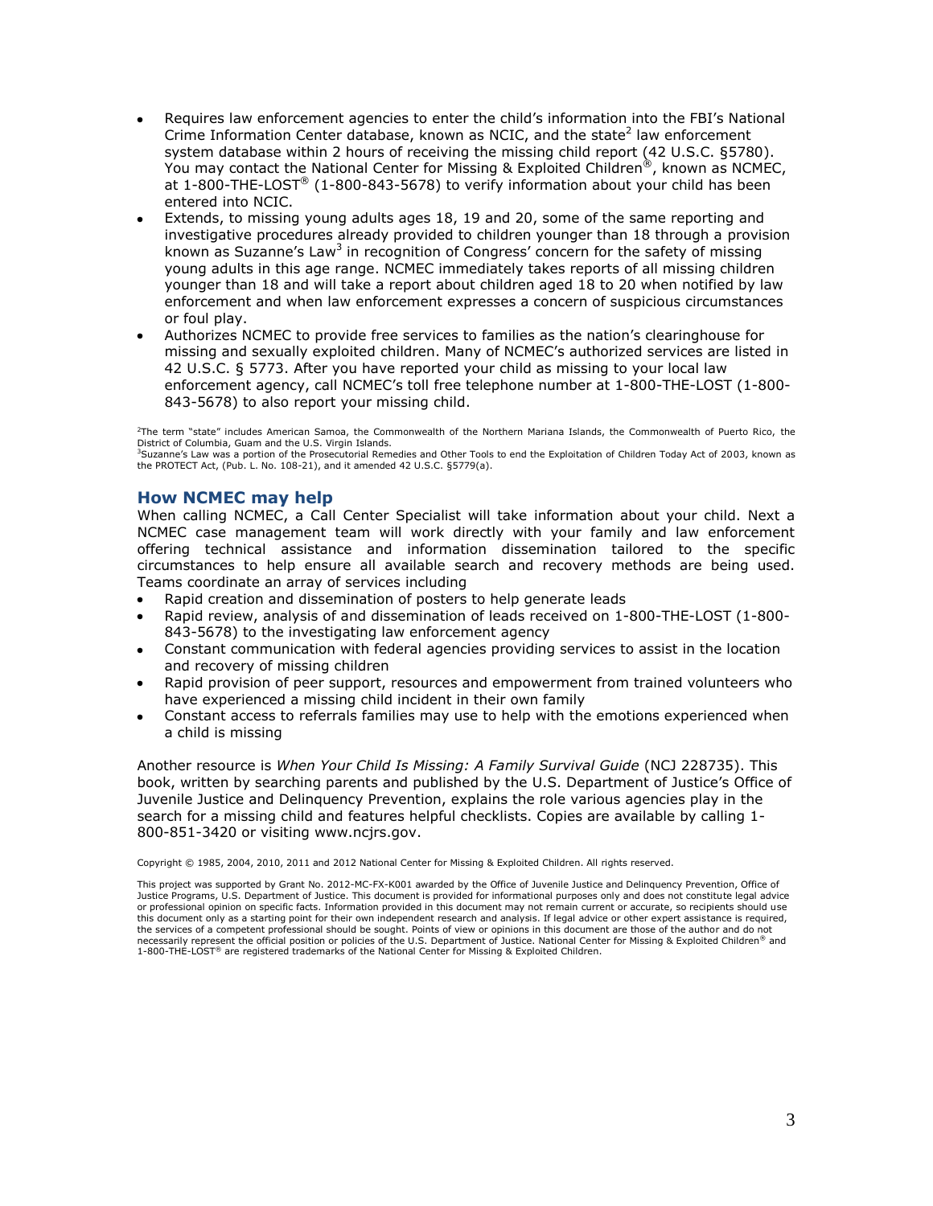- Requires law enforcement agencies to enter the child's information into the FBI's National Crime Information Center database, known as NCIC, and the state[2] law enforcement system database within 2 hours of receiving the missing child report (42 U.S.C. §5780). You may contact the National Center for Missing & Exploited Children®, known as NCMEC, at 1-800-THE-LOST® (1-800-843-5678) to verify information about your child has been entered into NCIC.
- Extends, to missing young adults ages 18, 19 and 20, some of the same reporting and investigative procedures already provided to children younger than 18 through a provision known as Suzanne's Law[3] in recognition of Congress' concern for the safety of missing young adults in this age range. NCMEC immediately takes reports of all missing children younger than 18 and will take a report about children aged 18 to 20 when notified by law enforcement and when law enforcement expresses a concern of suspicious circumstances or foul play.
- Authorizes NCMEC to provide free services to families as the nation's clearinghouse for missing and sexually exploited children. Many of NCMEC's authorized services are listed in 42 U.S.C. § 5773. After you have reported your child as missing to your local law enforcement agency, call NCMEC's toll free telephone number at 1-800-THE-LOST (1-800-843-5678) to also report your missing child.

[2]The term "state" includes American Samoa, the Commonwealth of the Northern Mariana Islands, the Commonwealth of Puerto Rico, the District of Columbia, Guam and the U.S. Virgin Islands.
[3]Suzanne's Law was a portion of the Prosecutorial Remedies and Other Tools to end the Exploitation of Children Today Act of 2003, known as the PROTECT Act, (Pub. L. No. 108-21), and it amended 42 U.S.C. §5779(a).

## How NCMEC may help

When calling NCMEC, a Call Center Specialist will take information about your child. Next a NCMEC case management team will work directly with your family and law enforcement offering technical assistance and information dissemination tailored to the specific circumstances to help ensure all available search and recovery methods are being used. Teams coordinate an array of services including

- Rapid creation and dissemination of posters to help generate leads
- Rapid review, analysis of and dissemination of leads received on 1-800-THE-LOST (1-800-843-5678) to the investigating law enforcement agency
- Constant communication with federal agencies providing services to assist in the location and recovery of missing children
- Rapid provision of peer support, resources and empowerment from trained volunteers who have experienced a missing child incident in their own family
- Constant access to referrals families may use to help with the emotions experienced when a child is missing

Another resource is *When Your Child Is Missing: A Family Survival Guide* (NCJ 228735). This book, written by searching parents and published by the U.S. Department of Justice's Office of Juvenile Justice and Delinquency Prevention, explains the role various agencies play in the search for a missing child and features helpful checklists. Copies are available by calling 1-800-851-3420 or visiting www.ncjrs.gov.

Copyright © 1985, 2004, 2010, 2011 and 2012 National Center for Missing & Exploited Children. All rights reserved.

This project was supported by Grant No. 2012-MC-FX-K001 awarded by the Office of Juvenile Justice and Delinquency Prevention, Office of Justice Programs, U.S. Department of Justice. This document is provided for informational purposes only and does not constitute legal advice or professional opinion on specific facts. Information provided in this document may not remain current or accurate, so recipients should use this document only as a starting point for their own independent research and analysis. If legal advice or other expert assistance is required, the services of a competent professional should be sought. Points of view or opinions in this document are those of the author and do not necessarily represent the official position or policies of the U.S. Department of Justice. National Center for Missing & Exploited Children® and 1-800-THE-LOST® are registered trademarks of the National Center for Missing & Exploited Children.